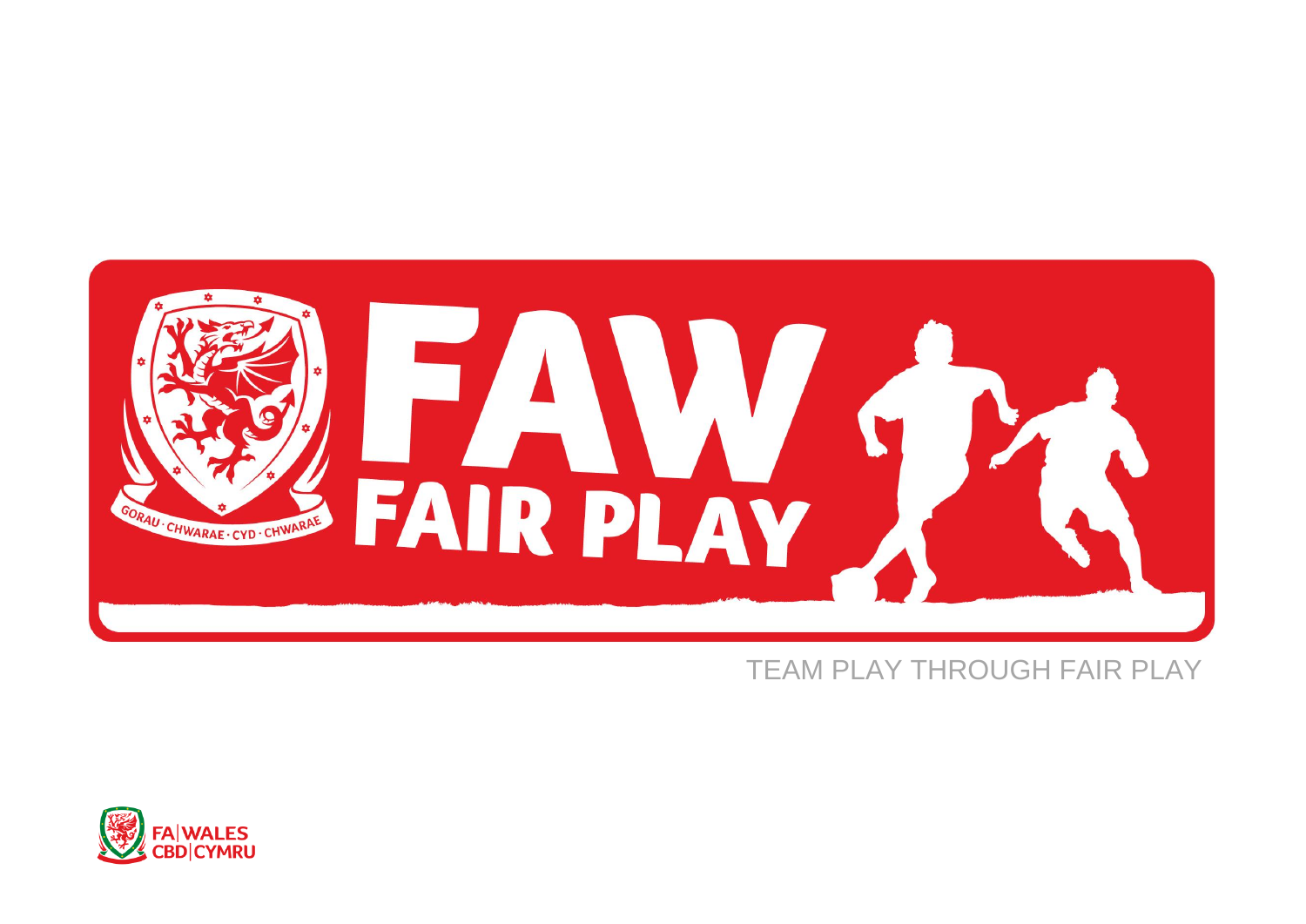# FAW FAIR PLAY

GORAU · CHWARAE · CYD · CHWARAE

TEAM PLAY THROUGH FAIR PLAY

FA | WALES
CBD | CYMRU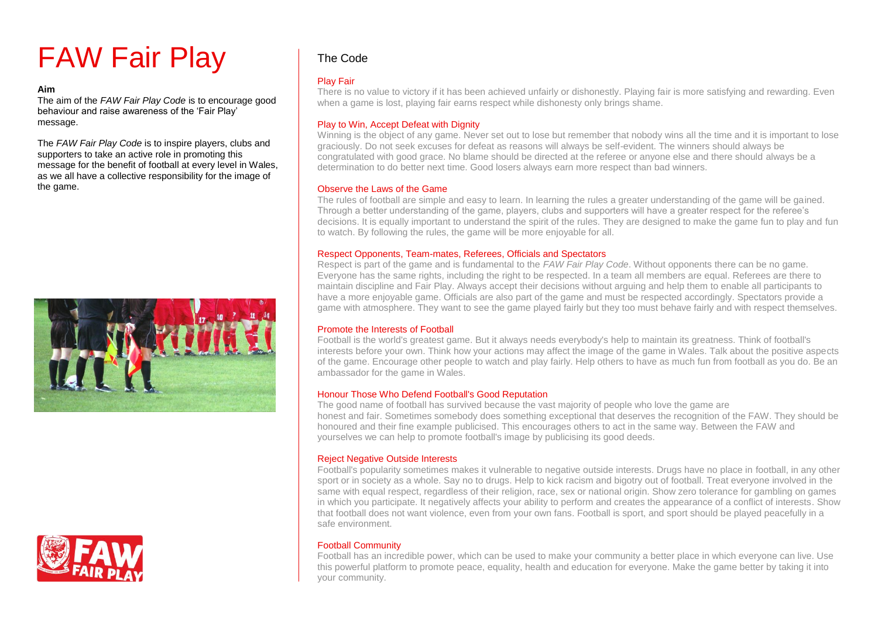# FAW Fair Play

**Aim**

The aim of the *FAW Fair Play Code* is to encourage good behaviour and raise awareness of the 'Fair Play' message.

The *FAW Fair Play Code* is to inspire players, clubs and supporters to take an active role in promoting this message for the benefit of football at every level in Wales, as we all have a collective responsibility for the image of the game.

## The Code

### Play Fair

There is no value to victory if it has been achieved unfairly or dishonestly. Playing fair is more satisfying and rewarding. Even when a game is lost, playing fair earns respect while dishonesty only brings shame.

### Play to Win, Accept Defeat with Dignity

Winning is the object of any game. Never set out to lose but remember that nobody wins all the time and it is important to lose graciously. Do not seek excuses for defeat as reasons will always be self-evident. The winners should always be congratulated with good grace. No blame should be directed at the referee or anyone else and there should always be a determination to do better next time. Good losers always earn more respect than bad winners.

### Observe the Laws of the Game

The rules of football are simple and easy to learn. In learning the rules a greater understanding of the game will be gained. Through a better understanding of the game, players, clubs and supporters will have a greater respect for the referee's decisions. It is equally important to understand the spirit of the rules. They are designed to make the game fun to play and fun to watch. By following the rules, the game will be more enjoyable for all.

### Respect Opponents, Team-mates, Referees, Officials and Spectators

Respect is part of the game and is fundamental to the *FAW Fair Play Code*. Without opponents there can be no game. Everyone has the same rights, including the right to be respected. In a team all members are equal. Referees are there to maintain discipline and Fair Play. Always accept their decisions without arguing and help them to enable all participants to have a more enjoyable game. Officials are also part of the game and must be respected accordingly. Spectators provide a game with atmosphere. They want to see the game played fairly but they too must behave fairly and with respect themselves.

### Promote the Interests of Football

Football is the world's greatest game. But it always needs everybody's help to maintain its greatness. Think of football's interests before your own. Think how your actions may affect the image of the game in Wales. Talk about the positive aspects of the game. Encourage other people to watch and play fairly. Help others to have as much fun from football as you do. Be an ambassador for the game in Wales.

### Honour Those Who Defend Football's Good Reputation

The good name of football has survived because the vast majority of people who love the game are honest and fair. Sometimes somebody does something exceptional that deserves the recognition of the FAW. They should be honoured and their fine example publicised. This encourages others to act in the same way. Between the FAW and yourselves we can help to promote football's image by publicising its good deeds.

### Reject Negative Outside Interests

Football's popularity sometimes makes it vulnerable to negative outside interests. Drugs have no place in football, in any other sport or in society as a whole. Say no to drugs. Help to kick racism and bigotry out of football. Treat everyone involved in the same with equal respect, regardless of their religion, race, sex or national origin. Show zero tolerance for gambling on games in which you participate. It negatively affects your ability to perform and creates the appearance of a conflict of interests. Show that football does not want violence, even from your own fans. Football is sport, and sport should be played peacefully in a safe environment.

### Football Community

Football has an incredible power, which can be used to make your community a better place in which everyone can live. Use this powerful platform to promote peace, equality, health and education for everyone. Make the game better by taking it into your community.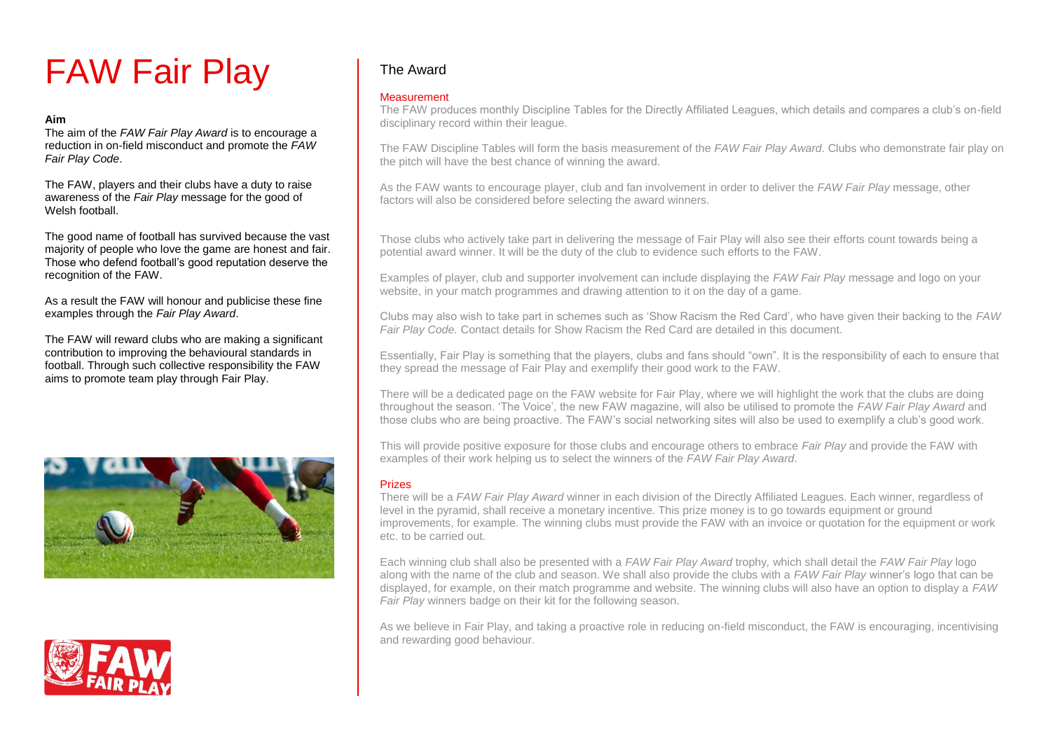# FAW Fair Play

**Aim**

The aim of the *FAW Fair Play Award* is to encourage a reduction in on-field misconduct and promote the *FAW Fair Play Code*.

The FAW, players and their clubs have a duty to raise awareness of the *Fair Play* message for the good of Welsh football.

The good name of football has survived because the vast majority of people who love the game are honest and fair. Those who defend football's good reputation deserve the recognition of the FAW.

As a result the FAW will honour and publicise these fine examples through the *Fair Play Award*.

The FAW will reward clubs who are making a significant contribution to improving the behavioural standards in football. Through such collective responsibility the FAW aims to promote team play through Fair Play.

## The Award

### Measurement

The FAW produces monthly Discipline Tables for the Directly Affiliated Leagues, which details and compares a club's on-field disciplinary record within their league.

The FAW Discipline Tables will form the basis measurement of the *FAW Fair Play Award*. Clubs who demonstrate fair play on the pitch will have the best chance of winning the award.

As the FAW wants to encourage player, club and fan involvement in order to deliver the *FAW Fair Play* message, other factors will also be considered before selecting the award winners.

Those clubs who actively take part in delivering the message of Fair Play will also see their efforts count towards being a potential award winner. It will be the duty of the club to evidence such efforts to the FAW.

Examples of player, club and supporter involvement can include displaying the *FAW Fair Play* message and logo on your website, in your match programmes and drawing attention to it on the day of a game.

Clubs may also wish to take part in schemes such as 'Show Racism the Red Card', who have given their backing to the *FAW Fair Play Code.* Contact details for Show Racism the Red Card are detailed in this document.

Essentially, Fair Play is something that the players, clubs and fans should "own". It is the responsibility of each to ensure that they spread the message of Fair Play and exemplify their good work to the FAW.

There will be a dedicated page on the FAW website for Fair Play, where we will highlight the work that the clubs are doing throughout the season. 'The Voice', the new FAW magazine, will also be utilised to promote the *FAW Fair Play Award* and those clubs who are being proactive. The FAW's social networking sites will also be used to exemplify a club's good work.

This will provide positive exposure for those clubs and encourage others to embrace *Fair Play* and provide the FAW with examples of their work helping us to select the winners of the *FAW Fair Play Award*.

### Prizes

There will be a *FAW Fair Play Award* winner in each division of the Directly Affiliated Leagues. Each winner, regardless of level in the pyramid, shall receive a monetary incentive. This prize money is to go towards equipment or ground improvements, for example. The winning clubs must provide the FAW with an invoice or quotation for the equipment or work etc. to be carried out.

Each winning club shall also be presented with a *FAW Fair Play Award* trophy, which shall detail the *FAW Fair Play* logo along with the name of the club and season. We shall also provide the clubs with a *FAW Fair Play* winner's logo that can be displayed, for example, on their match programme and website. The winning clubs will also have an option to display a *FAW Fair Play* winners badge on their kit for the following season.

As we believe in Fair Play, and taking a proactive role in reducing on-field misconduct, the FAW is encouraging, incentivising and rewarding good behaviour.